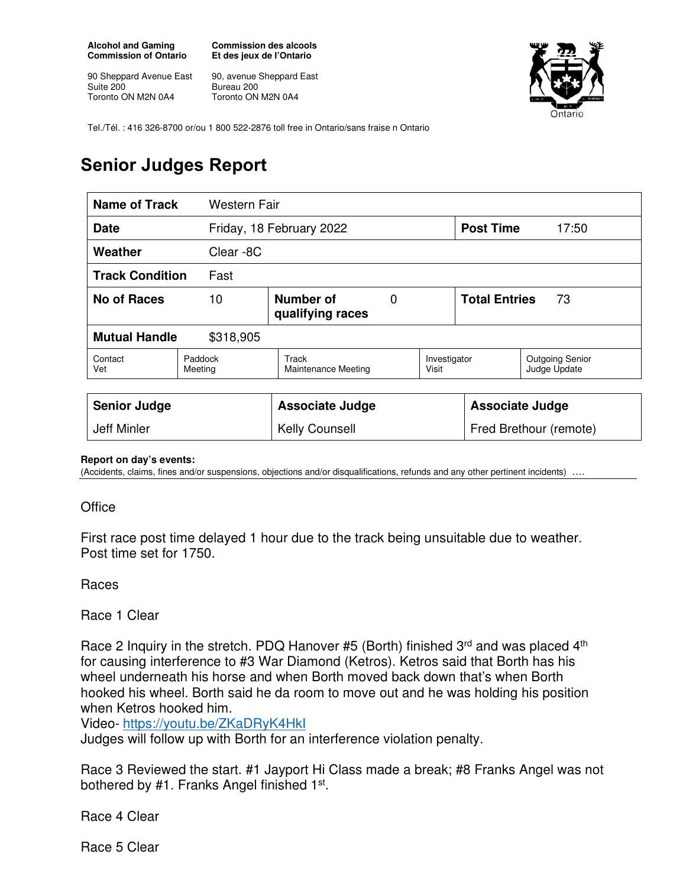**Alcohol and Gaming Commission of Ontario**

90 Sheppard Avenue East
Suite 200
Toronto ON M2N 0A4

**Commission des alcools Et des jeux de l'Ontario**

90, avenue Sheppard East
Bureau 200
Toronto ON M2N 0A4

Tel./Tél. : 416 326-8700 or/ou 1 800 522-2876 toll free in Ontario/sans fraise n Ontario

# Senior Judges Report

| **Name of Track** | Western Fair | | | | |
|---|---|---|---|---|---|
| **Date** | Friday, 18 February 2022 | | | **Post Time** | 17:50 |
| **Weather** | Clear -8C | | | | |
| **Track Condition** | Fast | | | | |
| **No of Races** | 10 | **Number of qualifying races** | 0 | **Total Entries** | 73 |
| **Mutual Handle** | $318,905 | | | | |
| Contact Vet | Paddock Meeting | Track Maintenance Meeting | Investigator Visit | Outgoing Senior Judge Update | |

| **Senior Judge** | **Associate Judge** | **Associate Judge** |
|---|---|---|
| Jeff Minler | Kelly Counsell | Fred Brethour (remote) |

**Report on day's events:**
(Accidents, claims, fines and/or suspensions, objections and/or disqualifications, refunds and any other pertinent incidents) ….

Office

First race post time delayed 1 hour due to the track being unsuitable due to weather. Post time set for 1750.

Races

Race 1 Clear

Race 2 Inquiry in the stretch. PDQ Hanover #5 (Borth) finished 3rd and was placed 4th for causing interference to #3 War Diamond (Ketros). Ketros said that Borth has his wheel underneath his horse and when Borth moved back down that's when Borth hooked his wheel. Borth said he da room to move out and he was holding his position when Ketros hooked him.
Video- https://youtu.be/ZKaDRyK4HkI
Judges will follow up with Borth for an interference violation penalty.

Race 3 Reviewed the start. #1 Jayport Hi Class made a break; #8 Franks Angel was not bothered by #1. Franks Angel finished 1st.

Race 4 Clear

Race 5 Clear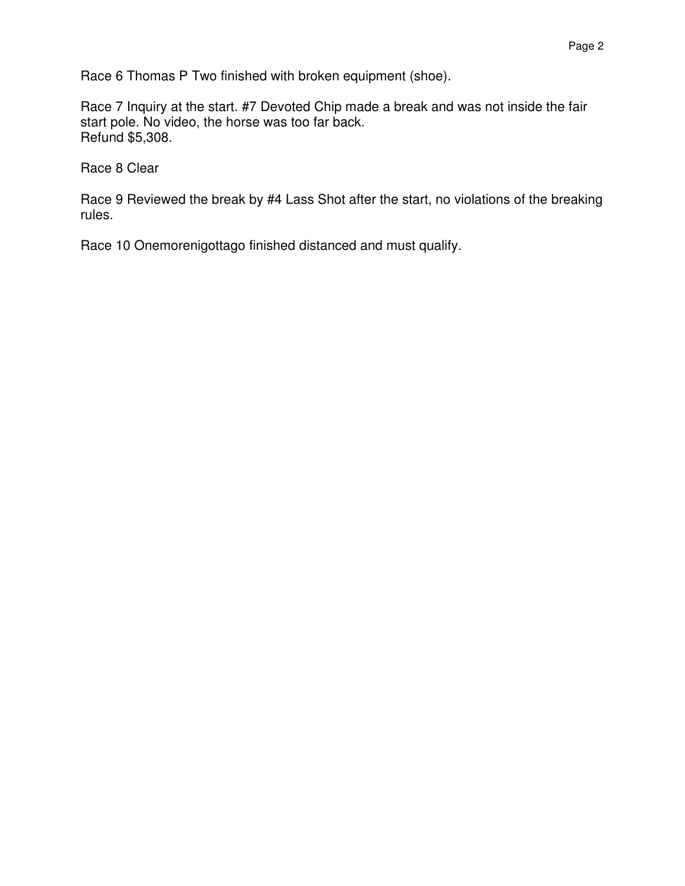Race 6 Thomas P Two finished with broken equipment (shoe).

Race 7 Inquiry at the start. #7 Devoted Chip made a break and was not inside the fair start pole. No video, the horse was too far back.
Refund $5,308.

Race 8 Clear

Race 9 Reviewed the break by #4 Lass Shot after the start, no violations of the breaking rules.

Race 10 Onemorenigottago finished distanced and must qualify.